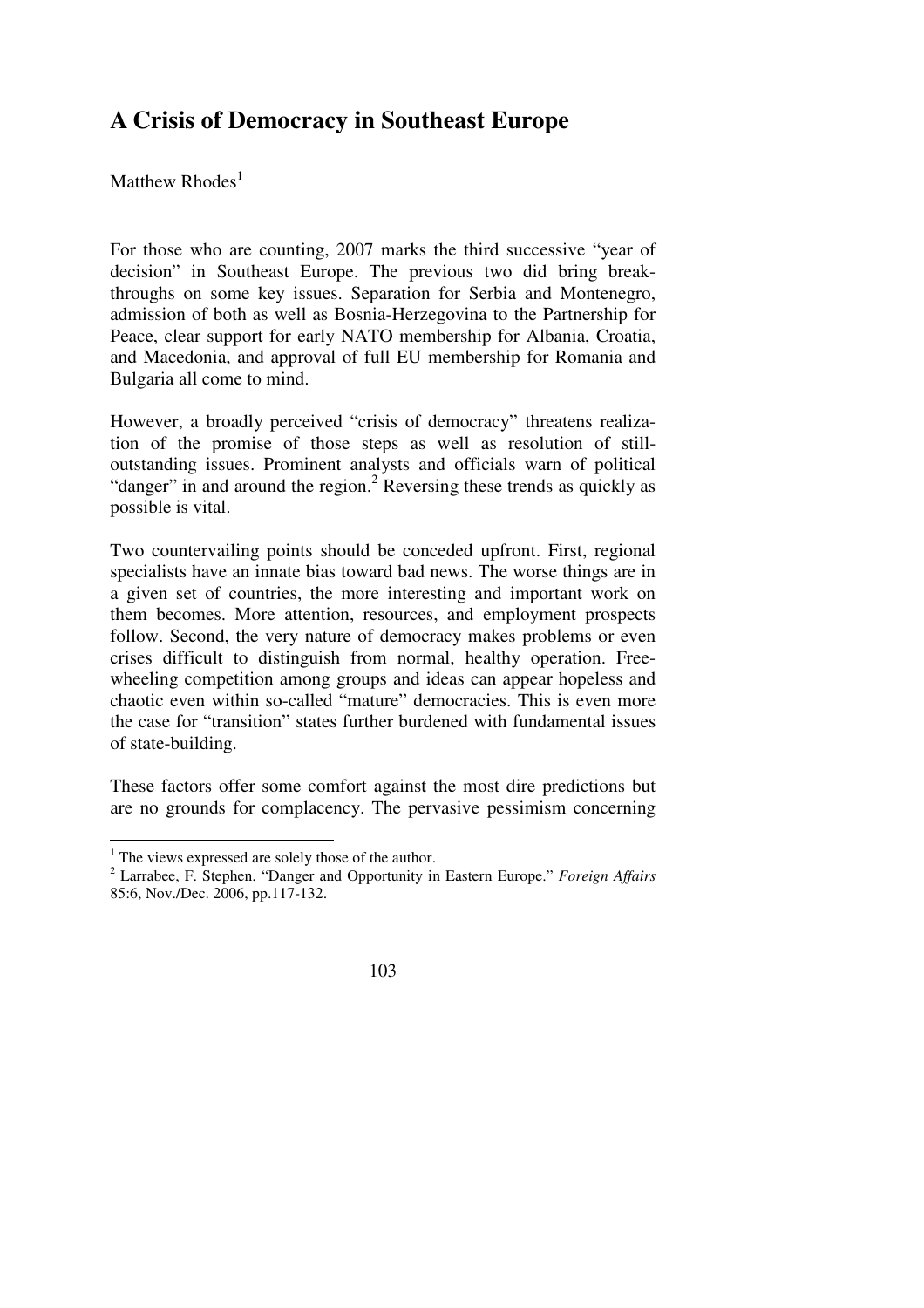# A Crisis of Democracy in Southeast Europe

Matthew Rhodes[1]

For those who are counting, 2007 marks the third successive "year of decision" in Southeast Europe. The previous two did bring breakthroughs on some key issues. Separation for Serbia and Montenegro, admission of both as well as Bosnia-Herzegovina to the Partnership for Peace, clear support for early NATO membership for Albania, Croatia, and Macedonia, and approval of full EU membership for Romania and Bulgaria all come to mind.

However, a broadly perceived "crisis of democracy" threatens realization of the promise of those steps as well as resolution of still-outstanding issues. Prominent analysts and officials warn of political "danger" in and around the region.[2] Reversing these trends as quickly as possible is vital.

Two countervailing points should be conceded upfront. First, regional specialists have an innate bias toward bad news. The worse things are in a given set of countries, the more interesting and important work on them becomes. More attention, resources, and employment prospects follow. Second, the very nature of democracy makes problems or even crises difficult to distinguish from normal, healthy operation. Freewheeling competition among groups and ideas can appear hopeless and chaotic even within so-called "mature" democracies. This is even more the case for "transition" states further burdened with fundamental issues of state-building.

These factors offer some comfort against the most dire predictions but are no grounds for complacency. The pervasive pessimism concerning

---

[1] The views expressed are solely those of the author.

[2] Larrabee, F. Stephen. "Danger and Opportunity in Eastern Europe." *Foreign Affairs* 85:6, Nov./Dec. 2006, pp.117-132.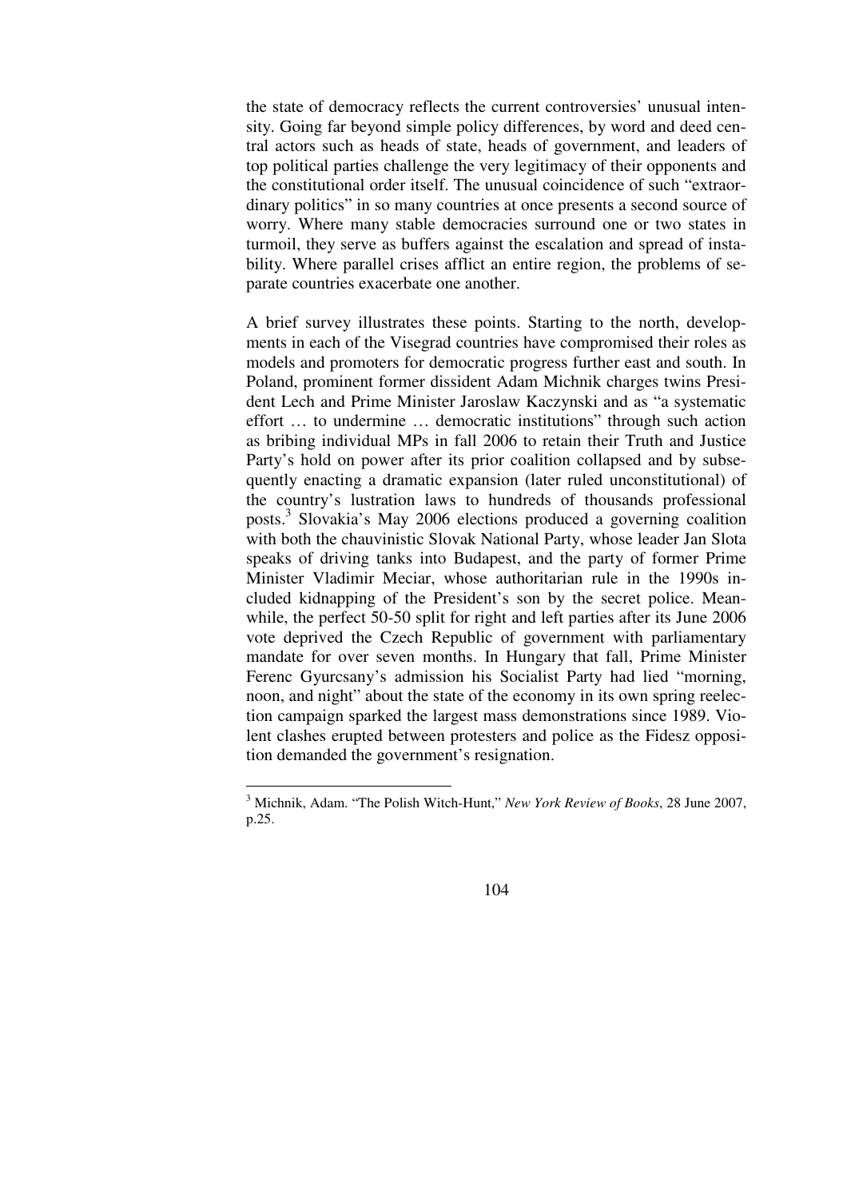the state of democracy reflects the current controversies' unusual intensity. Going far beyond simple policy differences, by word and deed central actors such as heads of state, heads of government, and leaders of top political parties challenge the very legitimacy of their opponents and the constitutional order itself. The unusual coincidence of such "extraordinary politics" in so many countries at once presents a second source of worry. Where many stable democracies surround one or two states in turmoil, they serve as buffers against the escalation and spread of instability. Where parallel crises afflict an entire region, the problems of separate countries exacerbate one another.

A brief survey illustrates these points. Starting to the north, developments in each of the Visegrad countries have compromised their roles as models and promoters for democratic progress further east and south. In Poland, prominent former dissident Adam Michnik charges twins President Lech and Prime Minister Jaroslaw Kaczynski and as "a systematic effort … to undermine … democratic institutions" through such action as bribing individual MPs in fall 2006 to retain their Truth and Justice Party's hold on power after its prior coalition collapsed and by subsequently enacting a dramatic expansion (later ruled unconstitutional) of the country's lustration laws to hundreds of thousands professional posts.[3] Slovakia's May 2006 elections produced a governing coalition with both the chauvinistic Slovak National Party, whose leader Jan Slota speaks of driving tanks into Budapest, and the party of former Prime Minister Vladimir Meciar, whose authoritarian rule in the 1990s included kidnapping of the President's son by the secret police. Meanwhile, the perfect 50-50 split for right and left parties after its June 2006 vote deprived the Czech Republic of government with parliamentary mandate for over seven months. In Hungary that fall, Prime Minister Ferenc Gyurcsany's admission his Socialist Party had lied "morning, noon, and night" about the state of the economy in its own spring reelection campaign sparked the largest mass demonstrations since 1989. Violent clashes erupted between protesters and police as the Fidesz opposition demanded the government's resignation.

---

[3] Michnik, Adam. "The Polish Witch-Hunt," *New York Review of Books*, 28 June 2007, p.25.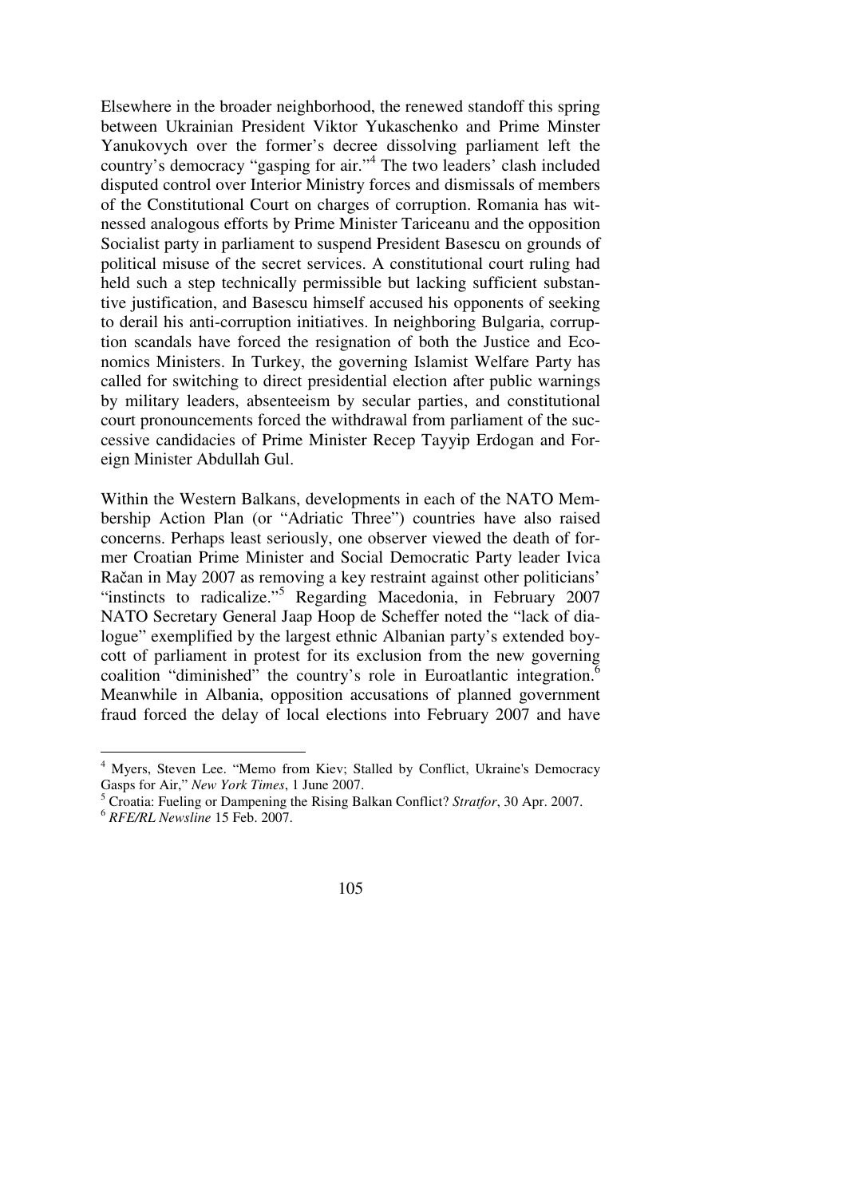Elsewhere in the broader neighborhood, the renewed standoff this spring between Ukrainian President Viktor Yukaschenko and Prime Minster Yanukovych over the former's decree dissolving parliament left the country's democracy "gasping for air."[4] The two leaders' clash included disputed control over Interior Ministry forces and dismissals of members of the Constitutional Court on charges of corruption. Romania has witnessed analogous efforts by Prime Minister Tariceanu and the opposition Socialist party in parliament to suspend President Basescu on grounds of political misuse of the secret services. A constitutional court ruling had held such a step technically permissible but lacking sufficient substantive justification, and Basescu himself accused his opponents of seeking to derail his anti-corruption initiatives. In neighboring Bulgaria, corruption scandals have forced the resignation of both the Justice and Economics Ministers. In Turkey, the governing Islamist Welfare Party has called for switching to direct presidential election after public warnings by military leaders, absenteeism by secular parties, and constitutional court pronouncements forced the withdrawal from parliament of the successive candidacies of Prime Minister Recep Tayyip Erdogan and Foreign Minister Abdullah Gul.

Within the Western Balkans, developments in each of the NATO Membership Action Plan (or "Adriatic Three") countries have also raised concerns. Perhaps least seriously, one observer viewed the death of former Croatian Prime Minister and Social Democratic Party leader Ivica Račan in May 2007 as removing a key restraint against other politicians' "instincts to radicalize."[5] Regarding Macedonia, in February 2007 NATO Secretary General Jaap Hoop de Scheffer noted the "lack of dialogue" exemplified by the largest ethnic Albanian party's extended boycott of parliament in protest for its exclusion from the new governing coalition "diminished" the country's role in Euroatlantic integration.[6] Meanwhile in Albania, opposition accusations of planned government fraud forced the delay of local elections into February 2007 and have

---

[4] Myers, Steven Lee. "Memo from Kiev; Stalled by Conflict, Ukraine's Democracy Gasps for Air," *New York Times*, 1 June 2007.

[5] Croatia: Fueling or Dampening the Rising Balkan Conflict? *Stratfor*, 30 Apr. 2007.

[6] *RFE/RL Newsline* 15 Feb. 2007.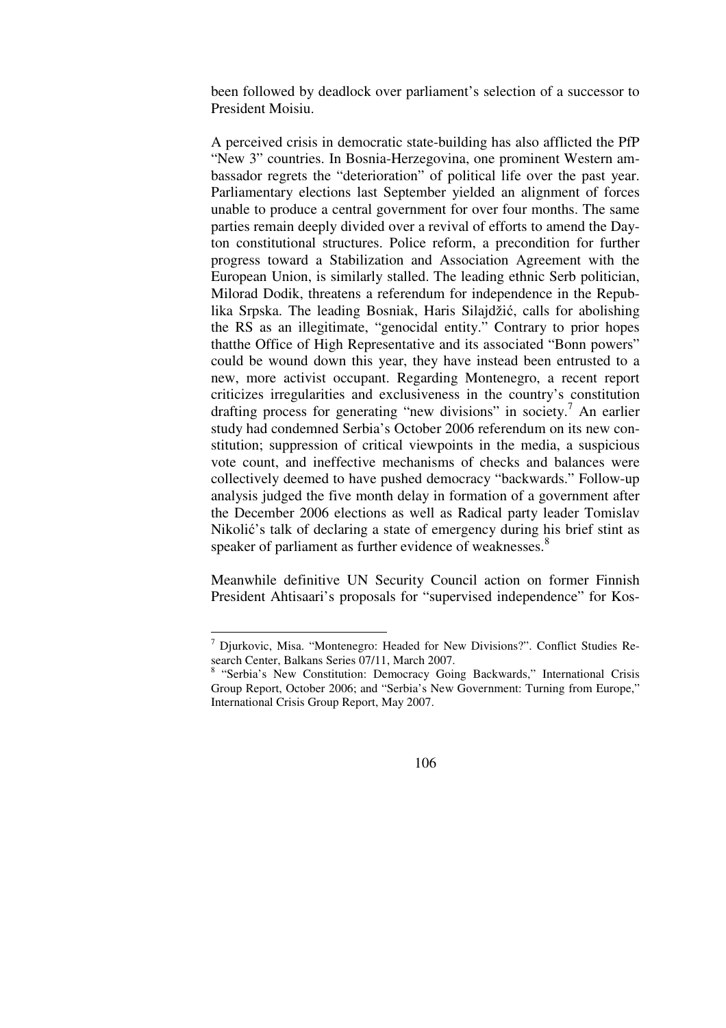been followed by deadlock over parliament's selection of a successor to President Moisiu.

A perceived crisis in democratic state-building has also afflicted the PfP "New 3" countries. In Bosnia-Herzegovina, one prominent Western ambassador regrets the "deterioration" of political life over the past year. Parliamentary elections last September yielded an alignment of forces unable to produce a central government for over four months. The same parties remain deeply divided over a revival of efforts to amend the Dayton constitutional structures. Police reform, a precondition for further progress toward a Stabilization and Association Agreement with the European Union, is similarly stalled. The leading ethnic Serb politician, Milorad Dodik, threatens a referendum for independence in the Republika Srpska. The leading Bosniak, Haris Silajdžić, calls for abolishing the RS as an illegitimate, "genocidal entity." Contrary to prior hopes thatthe Office of High Representative and its associated "Bonn powers" could be wound down this year, they have instead been entrusted to a new, more activist occupant. Regarding Montenegro, a recent report criticizes irregularities and exclusiveness in the country's constitution drafting process for generating "new divisions" in society.[7] An earlier study had condemned Serbia's October 2006 referendum on its new constitution; suppression of critical viewpoints in the media, a suspicious vote count, and ineffective mechanisms of checks and balances were collectively deemed to have pushed democracy "backwards." Follow-up analysis judged the five month delay in formation of a government after the December 2006 elections as well as Radical party leader Tomislav Nikolić's talk of declaring a state of emergency during his brief stint as speaker of parliament as further evidence of weaknesses.[8]

Meanwhile definitive UN Security Council action on former Finnish President Ahtisaari's proposals for "supervised independence" for Kos-

---

[7] Djurkovic, Misa. "Montenegro: Headed for New Divisions?". Conflict Studies Research Center, Balkans Series 07/11, March 2007.

[8] "Serbia's New Constitution: Democracy Going Backwards," International Crisis Group Report, October 2006; and "Serbia's New Government: Turning from Europe," International Crisis Group Report, May 2007.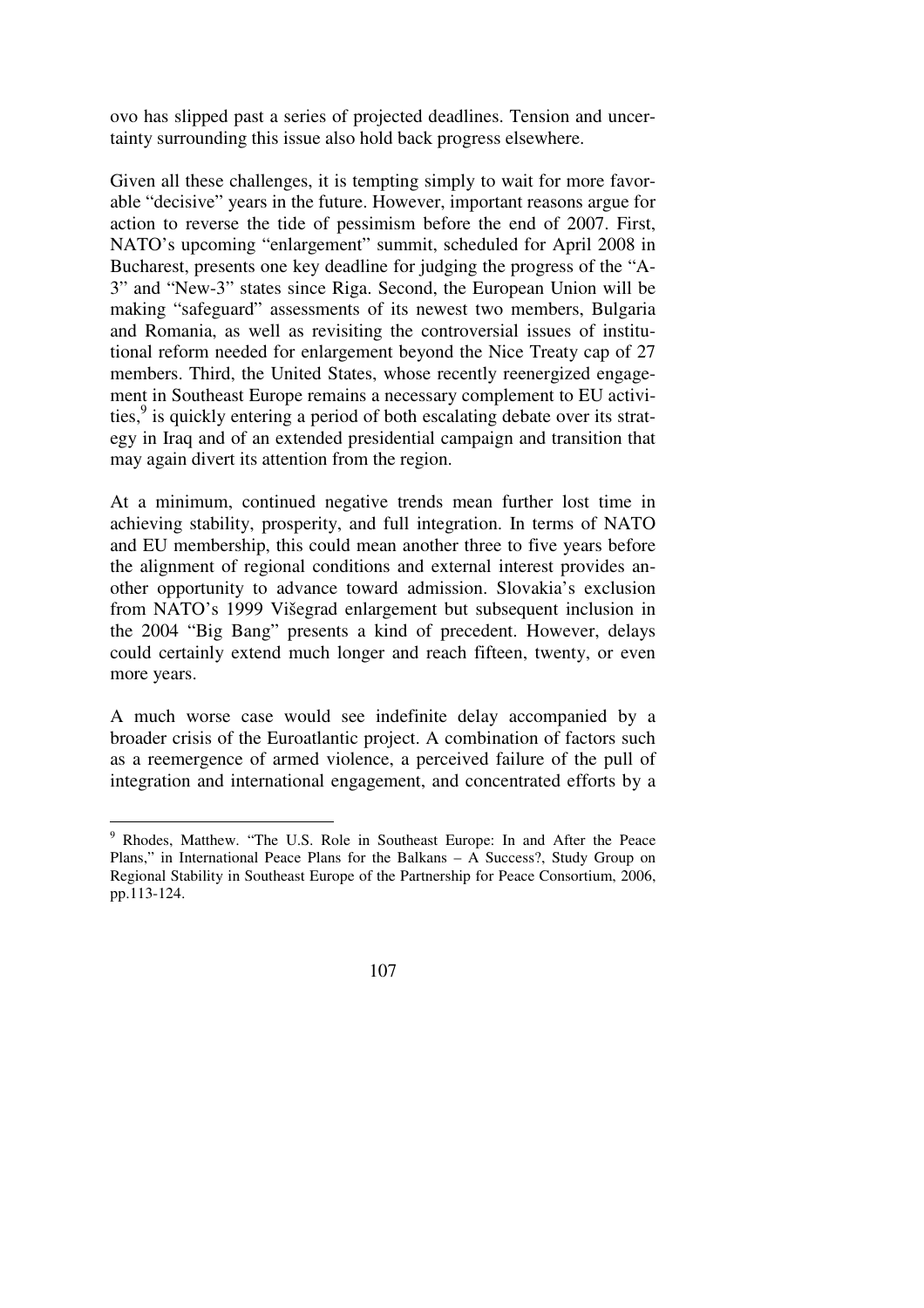ovo has slipped past a series of projected deadlines. Tension and uncertainty surrounding this issue also hold back progress elsewhere.

Given all these challenges, it is tempting simply to wait for more favorable "decisive" years in the future. However, important reasons argue for action to reverse the tide of pessimism before the end of 2007. First, NATO's upcoming "enlargement" summit, scheduled for April 2008 in Bucharest, presents one key deadline for judging the progress of the "A-3" and "New-3" states since Riga. Second, the European Union will be making "safeguard" assessments of its newest two members, Bulgaria and Romania, as well as revisiting the controversial issues of institutional reform needed for enlargement beyond the Nice Treaty cap of 27 members. Third, the United States, whose recently reenergized engagement in Southeast Europe remains a necessary complement to EU activities,[9] is quickly entering a period of both escalating debate over its strategy in Iraq and of an extended presidential campaign and transition that may again divert its attention from the region.

At a minimum, continued negative trends mean further lost time in achieving stability, prosperity, and full integration. In terms of NATO and EU membership, this could mean another three to five years before the alignment of regional conditions and external interest provides another opportunity to advance toward admission. Slovakia's exclusion from NATO's 1999 Višegrad enlargement but subsequent inclusion in the 2004 "Big Bang" presents a kind of precedent. However, delays could certainly extend much longer and reach fifteen, twenty, or even more years.

A much worse case would see indefinite delay accompanied by a broader crisis of the Euroatlantic project. A combination of factors such as a reemergence of armed violence, a perceived failure of the pull of integration and international engagement, and concentrated efforts by a

---

[9] Rhodes, Matthew. "The U.S. Role in Southeast Europe: In and After the Peace Plans," in International Peace Plans for the Balkans – A Success?, Study Group on Regional Stability in Southeast Europe of the Partnership for Peace Consortium, 2006, pp.113-124.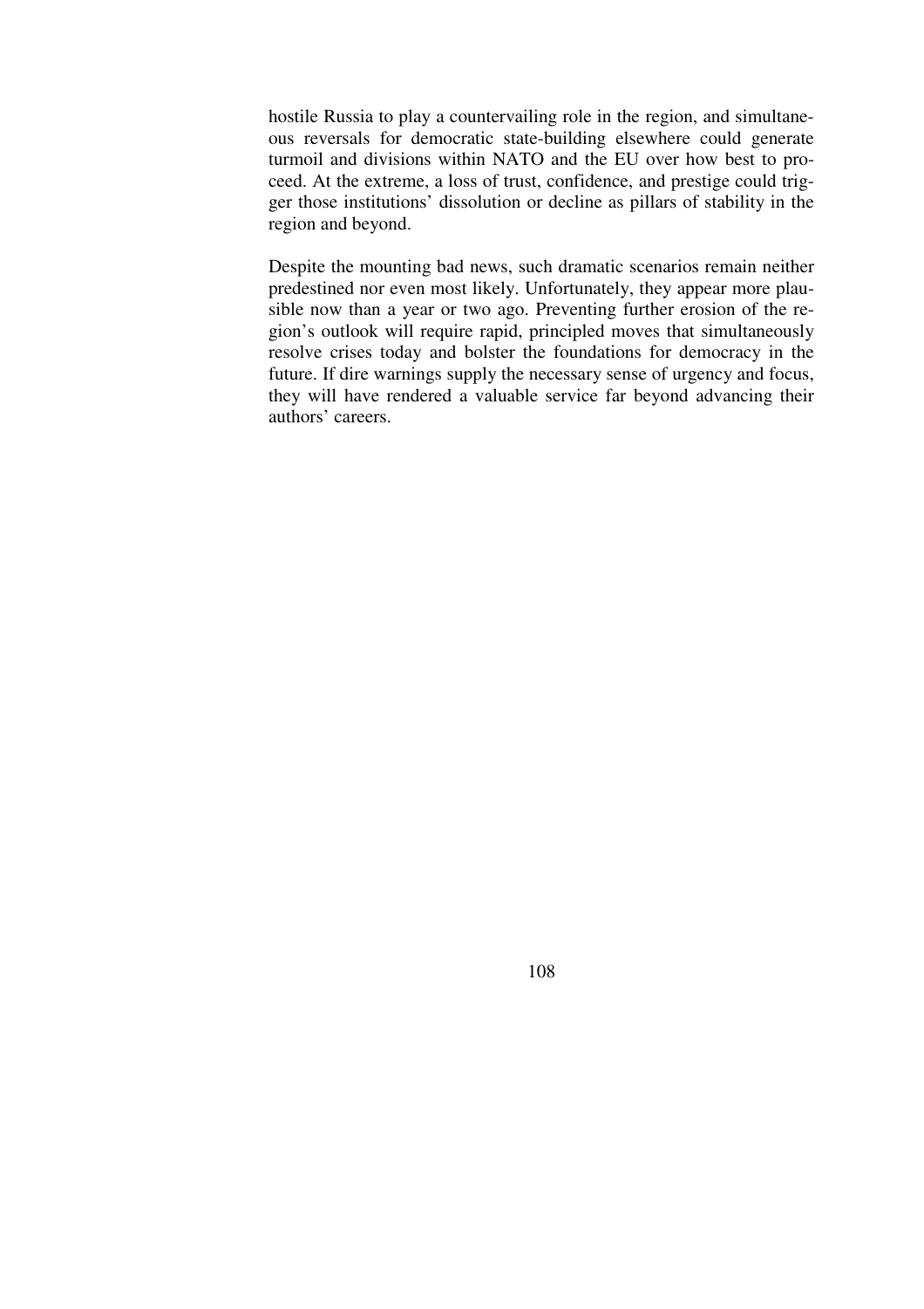hostile Russia to play a countervailing role in the region, and simultaneous reversals for democratic state-building elsewhere could generate turmoil and divisions within NATO and the EU over how best to proceed. At the extreme, a loss of trust, confidence, and prestige could trigger those institutions' dissolution or decline as pillars of stability in the region and beyond.

Despite the mounting bad news, such dramatic scenarios remain neither predestined nor even most likely. Unfortunately, they appear more plausible now than a year or two ago. Preventing further erosion of the region's outlook will require rapid, principled moves that simultaneously resolve crises today and bolster the foundations for democracy in the future. If dire warnings supply the necessary sense of urgency and focus, they will have rendered a valuable service far beyond advancing their authors' careers.